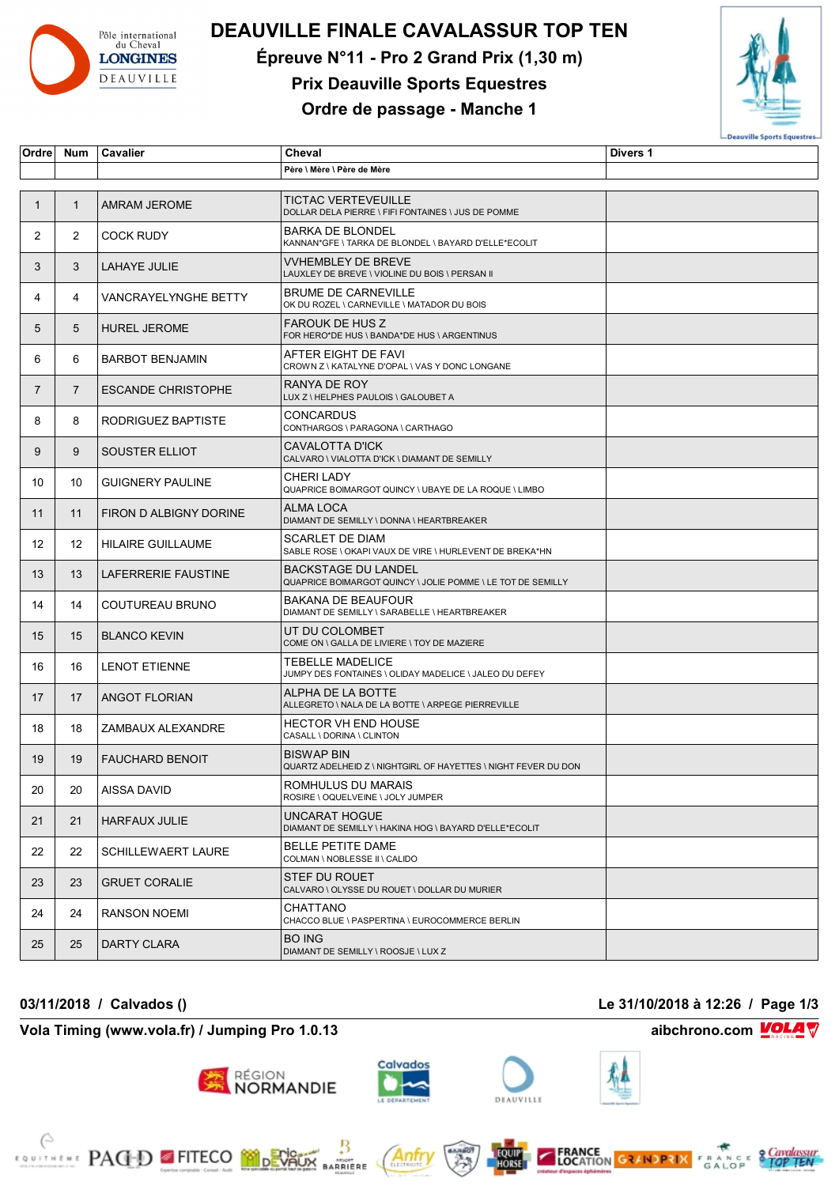# DEAUVILLE FINALE CAVALASSUR TOP TEN

## Épreuve N°11 - Pro 2 Grand Prix (1,30 m)

## Prix Deauville Sports Equestres

## Ordre de passage - Manche 1

| Ordre | Num | Cavalier | Cheval<br>Père \ Mère \ Père de Mère | Divers 1 |
|---|---|---|---|---|
| 1 | 1 | AMRAM JEROME | TICTAC VERTEVEUILLE<br>DOLLAR DELA PIERRE \ FIFI FONTAINES \ JUS DE POMME | |
| 2 | 2 | COCK RUDY | BARKA DE BLONDEL<br>KANNAN*GFE \ TARKA DE BLONDEL \ BAYARD D'ELLE*ECOLIT | |
| 3 | 3 | LAHAYE JULIE | VVHEMBLEY DE BREVE<br>LAUXLEY DE BREVE \ VIOLINE DU BOIS \ PERSAN II | |
| 4 | 4 | VANCRAYELYNGHE BETTY | BRUME DE CARNEVILLE<br>OK DU ROZEL \ CARNEVILLE \ MATADOR DU BOIS | |
| 5 | 5 | HUREL JEROME | FAROUK DE HUS Z<br>FOR HERO*DE HUS \ BANDA*DE HUS \ ARGENTINUS | |
| 6 | 6 | BARBOT BENJAMIN | AFTER EIGHT DE FAVI<br>CROWN Z \ KATALYNE D'OPAL \ VAS Y DONC LONGANE | |
| 7 | 7 | ESCANDE CHRISTOPHE | RANYA DE ROY<br>LUX Z \ HELPHES PAULOIS \ GALOUBET A | |
| 8 | 8 | RODRIGUEZ BAPTISTE | CONCARDUS<br>CONTHARGOS \ PARAGONA \ CARTHAGO | |
| 9 | 9 | SOUSTER ELLIOT | CAVALOTTA D'ICK<br>CALVARO \ VIALOTTA D'ICK \ DIAMANT DE SEMILLY | |
| 10 | 10 | GUIGNERY PAULINE | CHERI LADY<br>QUAPRICE BOIMARGOT QUINCY \ UBAYE DE LA ROQUE \ LIMBO | |
| 11 | 11 | FIRON D ALBIGNY DORINE | ALMA LOCA<br>DIAMANT DE SEMILLY \ DONNA \ HEARTBREAKER | |
| 12 | 12 | HILAIRE GUILLAUME | SCARLET DE DIAM<br>SABLE ROSE \ OKAPI VAUX DE VIRE \ HURLEVENT DE BREKA*HN | |
| 13 | 13 | LAFERRERIE FAUSTINE | BACKSTAGE DU LANDEL<br>QUAPRICE BOIMARGOT QUINCY \ JOLIE POMME \ LE TOT DE SEMILLY | |
| 14 | 14 | COUTUREAU BRUNO | BAKANA DE BEAUFOUR<br>DIAMANT DE SEMILLY \ SARABELLE \ HEARTBREAKER | |
| 15 | 15 | BLANCO KEVIN | UT DU COLOMBET<br>COME ON \ GALLA DE LIVIERE \ TOY DE MAZIERE | |
| 16 | 16 | LENOT ETIENNE | TEBELLE MADELICE<br>JUMPY DES FONTAINES \ OLIDAY MADELICE \ JALEO DU DEFEY | |
| 17 | 17 | ANGOT FLORIAN | ALPHA DE LA BOTTE<br>ALLEGRETO \ NALA DE LA BOTTE \ ARPEGE PIERREVILLE | |
| 18 | 18 | ZAMBAUX ALEXANDRE | HECTOR VH END HOUSE<br>CASALL \ DORINA \ CLINTON | |
| 19 | 19 | FAUCHARD BENOIT | BISWAP BIN<br>QUARTZ ADELHEID Z \ NIGHTGIRL OF HAYETTES \ NIGHT FEVER DU DON | |
| 20 | 20 | AISSA DAVID | ROMHULUS DU MARAIS<br>ROSIRE \ OQUELVEINE \ JOLY JUMPER | |
| 21 | 21 | HARFAUX JULIE | UNCARAT HOGUE<br>DIAMANT DE SEMILLY \ HAKINA HOG \ BAYARD D'ELLE*ECOLIT | |
| 22 | 22 | SCHILLEWAERT LAURE | BELLE PETITE DAME<br>COLMAN \ NOBLESSE II \ CALIDO | |
| 23 | 23 | GRUET CORALIE | STEF DU ROUET<br>CALVARO \ OLYSSE DU ROUET \ DOLLAR DU MURIER | |
| 24 | 24 | RANSON NOEMI | CHATTANO<br>CHACCO BLUE \ PASPERTINA \ EUROCOMMERCE BERLIN | |
| 25 | 25 | DARTY CLARA | BO ING<br>DIAMANT DE SEMILLY \ ROOSJE \ LUX Z | |

**03/11/2018 / Calvados ()** | **Le 31/10/2018 à 12:26**

**Vola Timing (www.vola.fr) / Jumping Pro 1.0.13** | **aibchrono.com**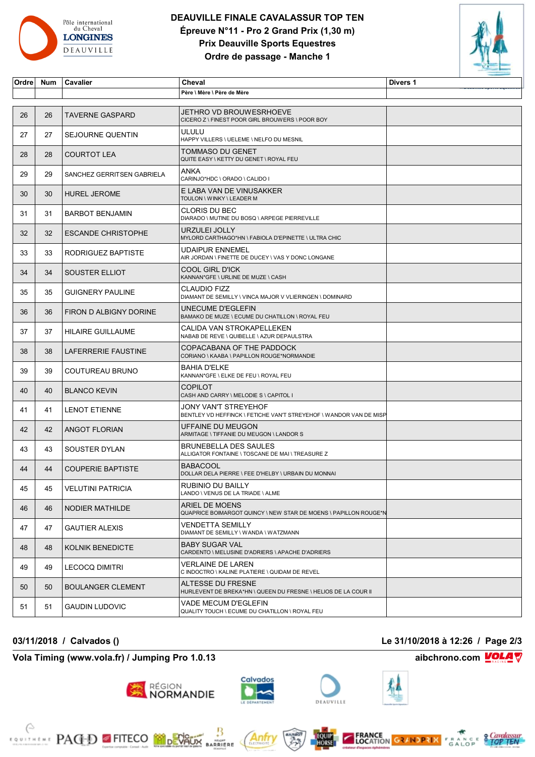# DEAUVILLE FINALE CAVALASSUR TOP TEN

## Épreuve N°11 - Pro 2 Grand Prix (1,30 m)

## Prix Deauville Sports Equestres

## Ordre de passage - Manche 1

| Ordre | Num | Cavalier | Cheval<br>Père \ Mère \ Père de Mère | Divers 1 |
|---|---|---|---|---|
| 26 | 26 | TAVERNE GASPARD | JETHRO VD BROUWESRHOEVE<br>CICERO Z \ FINEST POOR GIRL BROUWERS \ POOR BOY | |
| 27 | 27 | SEJOURNE QUENTIN | ULULU<br>HAPPY VILLERS \ UELEME \ NELFO DU MESNIL | |
| 28 | 28 | COURTOT LEA | TOMMASO DU GENET<br>QUITE EASY \ KETTY DU GENET \ ROYAL FEU | |
| 29 | 29 | SANCHEZ GERRITSEN GABRIELA | ANKA<br>CARINJO*HDC \ ORADO \ CALIDO I | |
| 30 | 30 | HUREL JEROME | E LABA VAN DE VINUSAKKER<br>TOULON \ WINKY \ LEADER M | |
| 31 | 31 | BARBOT BENJAMIN | CLORIS DU BEC<br>DIARADO \ MUTINE DU BOSQ \ ARPEGE PIERREVILLE | |
| 32 | 32 | ESCANDE CHRISTOPHE | URZULEI JOLLY<br>MYLORD CARTHAGO*HN \ FABIOLA D'EPINETTE \ ULTRA CHIC | |
| 33 | 33 | RODRIGUEZ BAPTISTE | UDAIPUR ENNEMEL<br>AIR JORDAN \ FINETTE DE DUCEY \ VAS Y DONC LONGANE | |
| 34 | 34 | SOUSTER ELLIOT | COOL GIRL D'ICK<br>KANNAN*GFE \ URLINE DE MUZE \ CASH | |
| 35 | 35 | GUIGNERY PAULINE | CLAUDIO FIZZ<br>DIAMANT DE SEMILLY \ VINCA MAJOR V VLIERINGEN \ DOMINARD | |
| 36 | 36 | FIRON D ALBIGNY DORINE | UNECUME D'EGLEFIN<br>BAMAKO DE MUZE \ ECUME DU CHATILLON \ ROYAL FEU | |
| 37 | 37 | HILAIRE GUILLAUME | CALIDA VAN STROKAPELLEKEN<br>NABAB DE REVE \ QUIBELLE \ AZUR DEPAULSTRA | |
| 38 | 38 | LAFERRERIE FAUSTINE | COPACABANA OF THE PADDOCK<br>CORIANO \ KAABA \ PAPILLON ROUGE*NORMANDIE | |
| 39 | 39 | COUTUREAU BRUNO | BAHIA D'ELKE<br>KANNAN*GFE \ ELKE DE FEU \ ROYAL FEU | |
| 40 | 40 | BLANCO KEVIN | COPILOT<br>CASH AND CARRY \ MELODIE S \ CAPITOL I | |
| 41 | 41 | LENOT ETIENNE | JONY VAN'T STREYEHOF<br>BENTLEY VD HEFFINCK \ FETICHE VAN'T STREYEHOF \ WANDOR VAN DE MISP | |
| 42 | 42 | ANGOT FLORIAN | UFFAINE DU MEUGON<br>ARMITAGE \ TIFFANIE DU MEUGON \ LANDOR S | |
| 43 | 43 | SOUSTER DYLAN | BRUNEBELLA DES SAULES<br>ALLIGATOR FONTAINE \ TOSCANE DE MAI \ TREASURE Z | |
| 44 | 44 | COUPERIE BAPTISTE | BABACOOL<br>DOLLAR DELA PIERRE \ FEE D'HELBY \ URBAIN DU MONNAI | |
| 45 | 45 | VELUTINI PATRICIA | RUBINIO DU BAILLY<br>LANDO \ VENUS DE LA TRIADE \ ALME | |
| 46 | 46 | NODIER MATHILDE | ARIEL DE MOENS<br>QUAPRICE BOIMARGOT QUINCY \ NEW STAR DE MOENS \ PAPILLON ROUGE*N | |
| 47 | 47 | GAUTIER ALEXIS | VENDETTA SEMILLY<br>DIAMANT DE SEMILLY \ WANDA \ WATZMANN | |
| 48 | 48 | KOLNIK BENEDICTE | BABY SUGAR VAL<br>CARDENTO \ MELUSINE D'ADRIERS \ APACHE D'ADRIERS | |
| 49 | 49 | LECOCQ DIMITRI | VERLAINE DE LAREN<br>C INDOCTRO \ KALINE PLATIERE \ QUIDAM DE REVEL | |
| 50 | 50 | BOULANGER CLEMENT | ALTESSE DU FRESNE<br>HURLEVENT DE BREKA*HN \ QUEEN DU FRESNE \ HELIOS DE LA COUR II | |
| 51 | 51 | GAUDIN LUDOVIC | VADE MECUM D'EGLEFIN<br>QUALITY TOUCH \ ECUME DU CHATILLON \ ROYAL FEU | |

**03/11/2018 / Calvados ()** — **Le 31/10/2018 à 12:26**

**Vola Timing (www.vola.fr) / Jumping Pro 1.0.13** — **aibchrono.com**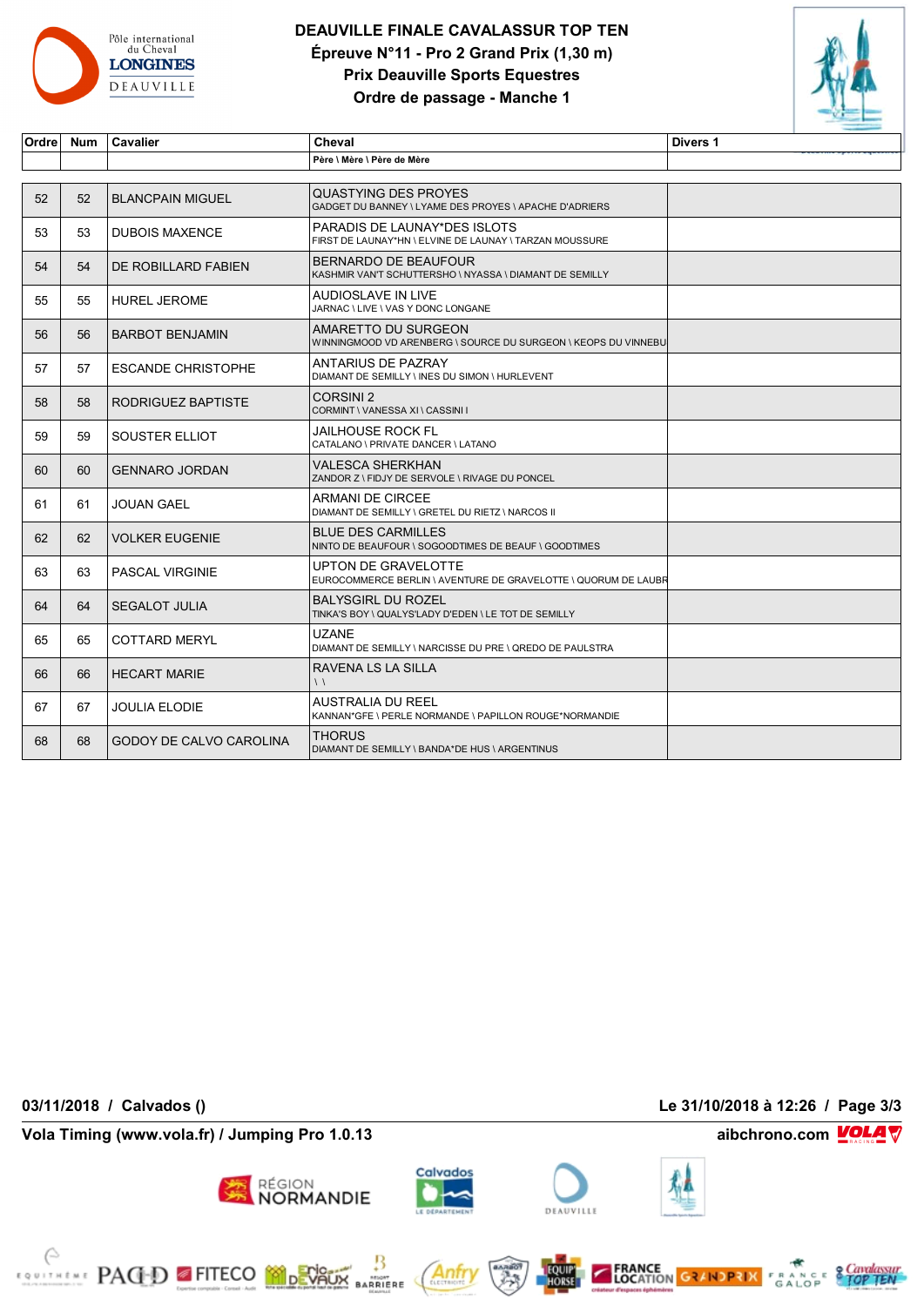# DEAUVILLE FINALE CAVALASSUR TOP TEN

## Épreuve N°11 - Pro 2 Grand Prix (1,30 m)

## Prix Deauville Sports Equestres

## Ordre de passage - Manche 1

| Ordre | Num | Cavalier | Cheval / Père \ Mère \ Père de Mère | Divers 1 |
|---|---|---|---|---|
| 52 | 52 | BLANCPAIN MIGUEL | QUASTYING DES PROYES<br>GADGET DU BANNEY \ LYAME DES PROYES \ APACHE D'ADRIERS | |
| 53 | 53 | DUBOIS MAXENCE | PARADIS DE LAUNAY*DES ISLOTS<br>FIRST DE LAUNAY*HN \ ELVINE DE LAUNAY \ TARZAN MOUSSURE | |
| 54 | 54 | DE ROBILLARD FABIEN | BERNARDO DE BEAUFOUR<br>KASHMIR VAN'T SCHUTTERSHO \ NYASSA \ DIAMANT DE SEMILLY | |
| 55 | 55 | HUREL JEROME | AUDIOSLAVE IN LIVE<br>JARNAC \ LIVE \ VAS Y DONC LONGANE | |
| 56 | 56 | BARBOT BENJAMIN | AMARETTO DU SURGEON<br>WINNINGMOOD VD ARENBERG \ SOURCE DU SURGEON \ KEOPS DU VINNEBU | |
| 57 | 57 | ESCANDE CHRISTOPHE | ANTARIUS DE PAZRAY<br>DIAMANT DE SEMILLY \ INES DU SIMON \ HURLEVENT | |
| 58 | 58 | RODRIGUEZ BAPTISTE | CORSINI 2<br>CORMINT \ VANESSA XI \ CASSINI I | |
| 59 | 59 | SOUSTER ELLIOT | JAILHOUSE ROCK FL<br>CATALANO \ PRIVATE DANCER \ LATANO | |
| 60 | 60 | GENNARO JORDAN | VALESCA SHERKHAN<br>ZANDOR Z \ FIDJY DE SERVOLE \ RIVAGE DU PONCEL | |
| 61 | 61 | JOUAN GAEL | ARMANI DE CIRCEE<br>DIAMANT DE SEMILLY \ GRETEL DU RIETZ \ NARCOS II | |
| 62 | 62 | VOLKER EUGENIE | BLUE DES CARMILLES<br>NINTO DE BEAUFOUR \ SOGOODTIMES DE BEAUF \ GOODTIMES | |
| 63 | 63 | PASCAL VIRGINIE | UPTON DE GRAVELOTTE<br>EUROCOMMERCE BERLIN \ AVENTURE DE GRAVELOTTE \ QUORUM DE LAUBR | |
| 64 | 64 | SEGALOT JULIA | BALYSGIRL DU ROZEL<br>TINKA'S BOY \ QUALYS'LADY D'EDEN \ LE TOT DE SEMILLY | |
| 65 | 65 | COTTARD MERYL | UZANE<br>DIAMANT DE SEMILLY \ NARCISSE DU PRE \ QREDO DE PAULSTRA | |
| 66 | 66 | HECART MARIE | RAVENA LS LA SILLA<br>\ \ | |
| 67 | 67 | JOULIA ELODIE | AUSTRALIA DU REEL<br>KANNAN*GFE \ PERLE NORMANDE \ PAPILLON ROUGE*NORMANDIE | |
| 68 | 68 | GODOY DE CALVO CAROLINA | THORUS<br>DIAMANT DE SEMILLY \ BANDA*DE HUS \ ARGENTINUS | |

03/11/2018 / Calvados () — Le 31/10/2018 à 12:26

Vola Timing (www.vola.fr) / Jumping Pro 1.0.13 — aibchrono.com